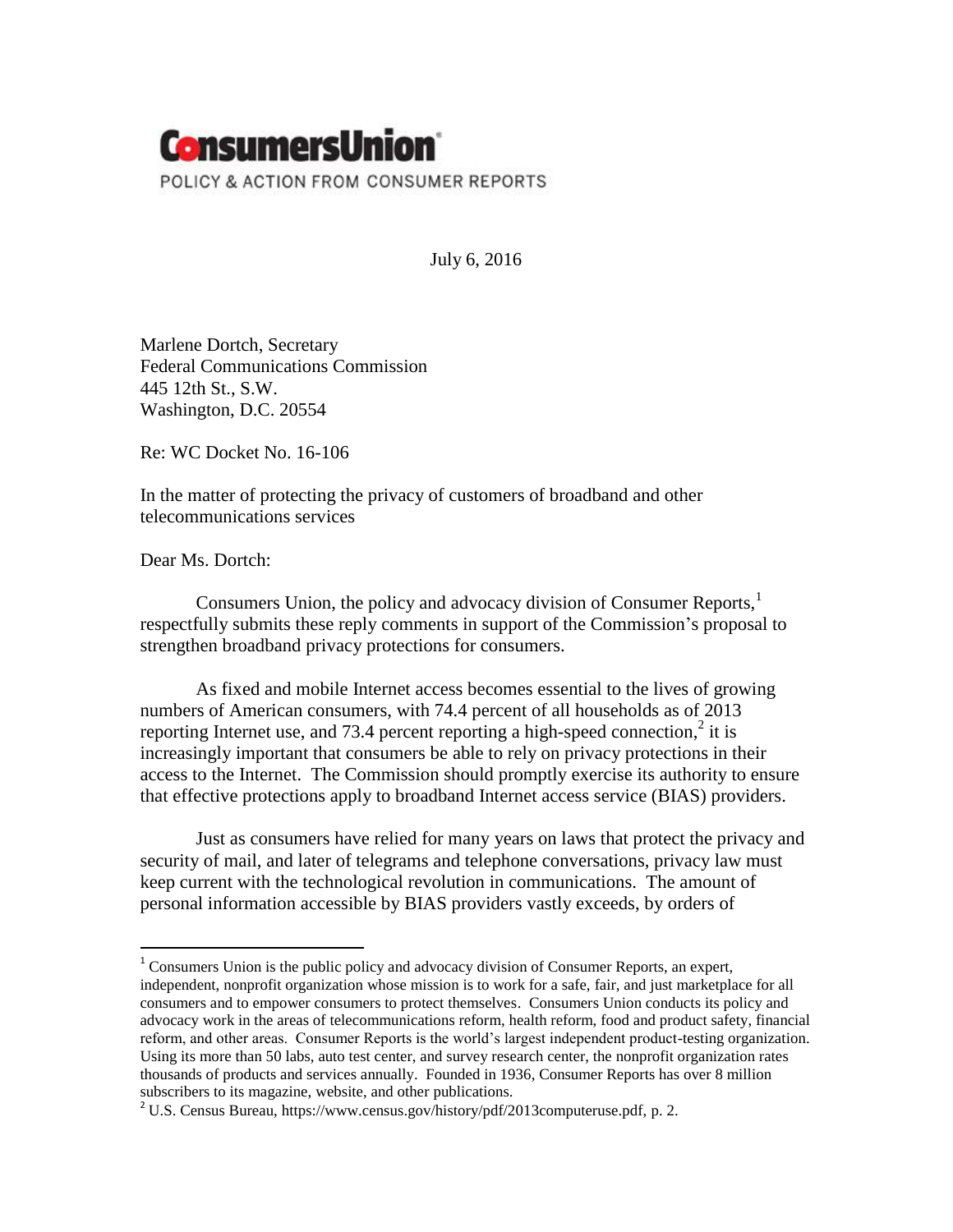**ConsumersUnion**

POLICY & ACTION FROM CONSUMER REPORTS

July 6, 2016

Marlene Dortch, Secretary
Federal Communications Commission
445 12th St., S.W.
Washington, D.C. 20554

Re: WC Docket No. 16-106

In the matter of protecting the privacy of customers of broadband and other telecommunications services

Dear Ms. Dortch:

Consumers Union, the policy and advocacy division of Consumer Reports,[1] respectfully submits these reply comments in support of the Commission's proposal to strengthen broadband privacy protections for consumers.

As fixed and mobile Internet access becomes essential to the lives of growing numbers of American consumers, with 74.4 percent of all households as of 2013 reporting Internet use, and 73.4 percent reporting a high-speed connection,[2] it is increasingly important that consumers be able to rely on privacy protections in their access to the Internet. The Commission should promptly exercise its authority to ensure that effective protections apply to broadband Internet access service (BIAS) providers.

Just as consumers have relied for many years on laws that protect the privacy and security of mail, and later of telegrams and telephone conversations, privacy law must keep current with the technological revolution in communications. The amount of personal information accessible by BIAS providers vastly exceeds, by orders of

---

[1] Consumers Union is the public policy and advocacy division of Consumer Reports, an expert, independent, nonprofit organization whose mission is to work for a safe, fair, and just marketplace for all consumers and to empower consumers to protect themselves. Consumers Union conducts its policy and advocacy work in the areas of telecommunications reform, health reform, food and product safety, financial reform, and other areas. Consumer Reports is the world's largest independent product-testing organization. Using its more than 50 labs, auto test center, and survey research center, the nonprofit organization rates thousands of products and services annually. Founded in 1936, Consumer Reports has over 8 million subscribers to its magazine, website, and other publications.

[2] U.S. Census Bureau, https://www.census.gov/history/pdf/2013computeruse.pdf, p. 2.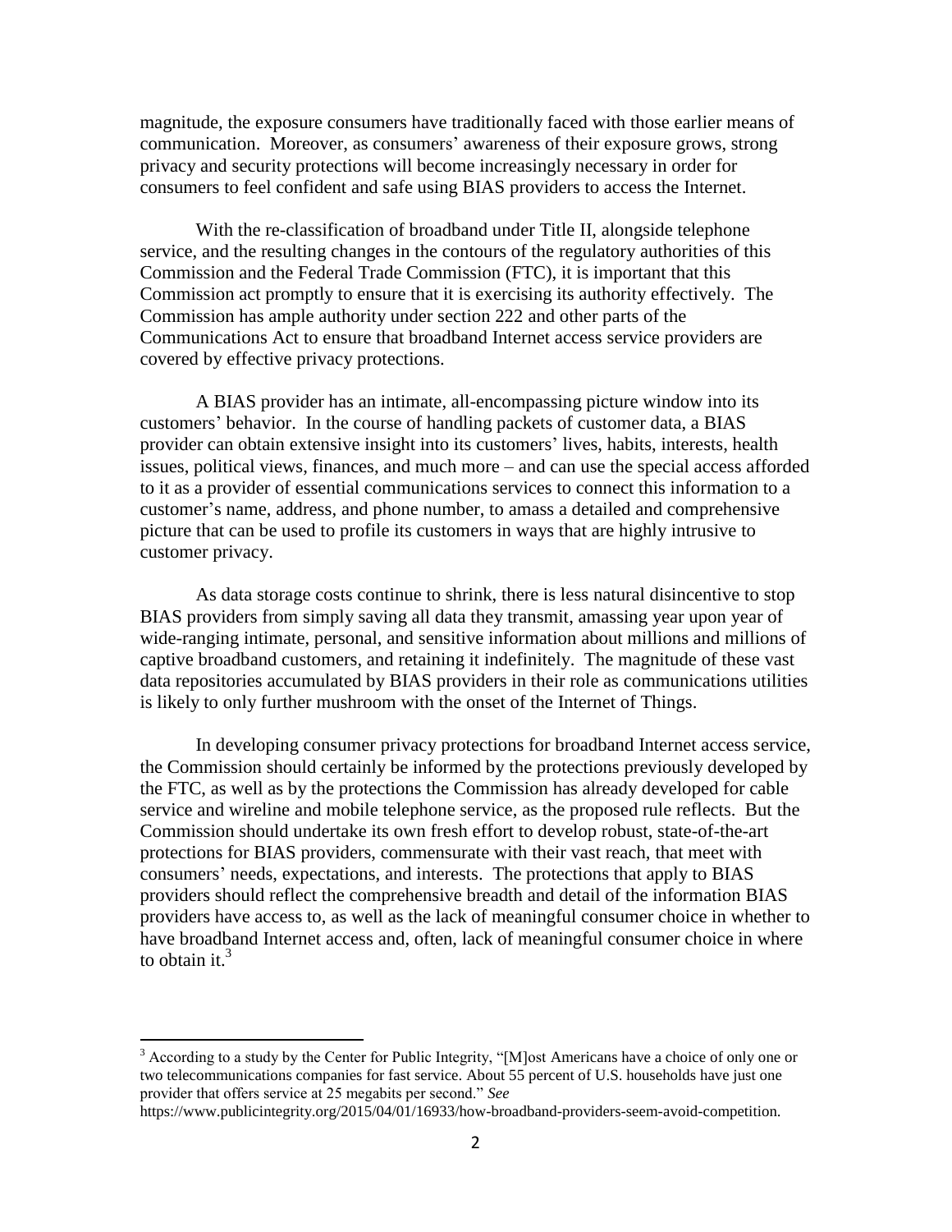magnitude, the exposure consumers have traditionally faced with those earlier means of communication. Moreover, as consumers' awareness of their exposure grows, strong privacy and security protections will become increasingly necessary in order for consumers to feel confident and safe using BIAS providers to access the Internet.

With the re-classification of broadband under Title II, alongside telephone service, and the resulting changes in the contours of the regulatory authorities of this Commission and the Federal Trade Commission (FTC), it is important that this Commission act promptly to ensure that it is exercising its authority effectively. The Commission has ample authority under section 222 and other parts of the Communications Act to ensure that broadband Internet access service providers are covered by effective privacy protections.

A BIAS provider has an intimate, all-encompassing picture window into its customers' behavior. In the course of handling packets of customer data, a BIAS provider can obtain extensive insight into its customers' lives, habits, interests, health issues, political views, finances, and much more – and can use the special access afforded to it as a provider of essential communications services to connect this information to a customer's name, address, and phone number, to amass a detailed and comprehensive picture that can be used to profile its customers in ways that are highly intrusive to customer privacy.

As data storage costs continue to shrink, there is less natural disincentive to stop BIAS providers from simply saving all data they transmit, amassing year upon year of wide-ranging intimate, personal, and sensitive information about millions and millions of captive broadband customers, and retaining it indefinitely. The magnitude of these vast data repositories accumulated by BIAS providers in their role as communications utilities is likely to only further mushroom with the onset of the Internet of Things.

In developing consumer privacy protections for broadband Internet access service, the Commission should certainly be informed by the protections previously developed by the FTC, as well as by the protections the Commission has already developed for cable service and wireline and mobile telephone service, as the proposed rule reflects. But the Commission should undertake its own fresh effort to develop robust, state-of-the-art protections for BIAS providers, commensurate with their vast reach, that meet with consumers' needs, expectations, and interests. The protections that apply to BIAS providers should reflect the comprehensive breadth and detail of the information BIAS providers have access to, as well as the lack of meaningful consumer choice in whether to have broadband Internet access and, often, lack of meaningful consumer choice in where to obtain it.[3]

---

[3] According to a study by the Center for Public Integrity, "[M]ost Americans have a choice of only one or two telecommunications companies for fast service. About 55 percent of U.S. households have just one provider that offers service at 25 megabits per second." *See* https://www.publicintegrity.org/2015/04/01/16933/how-broadband-providers-seem-avoid-competition.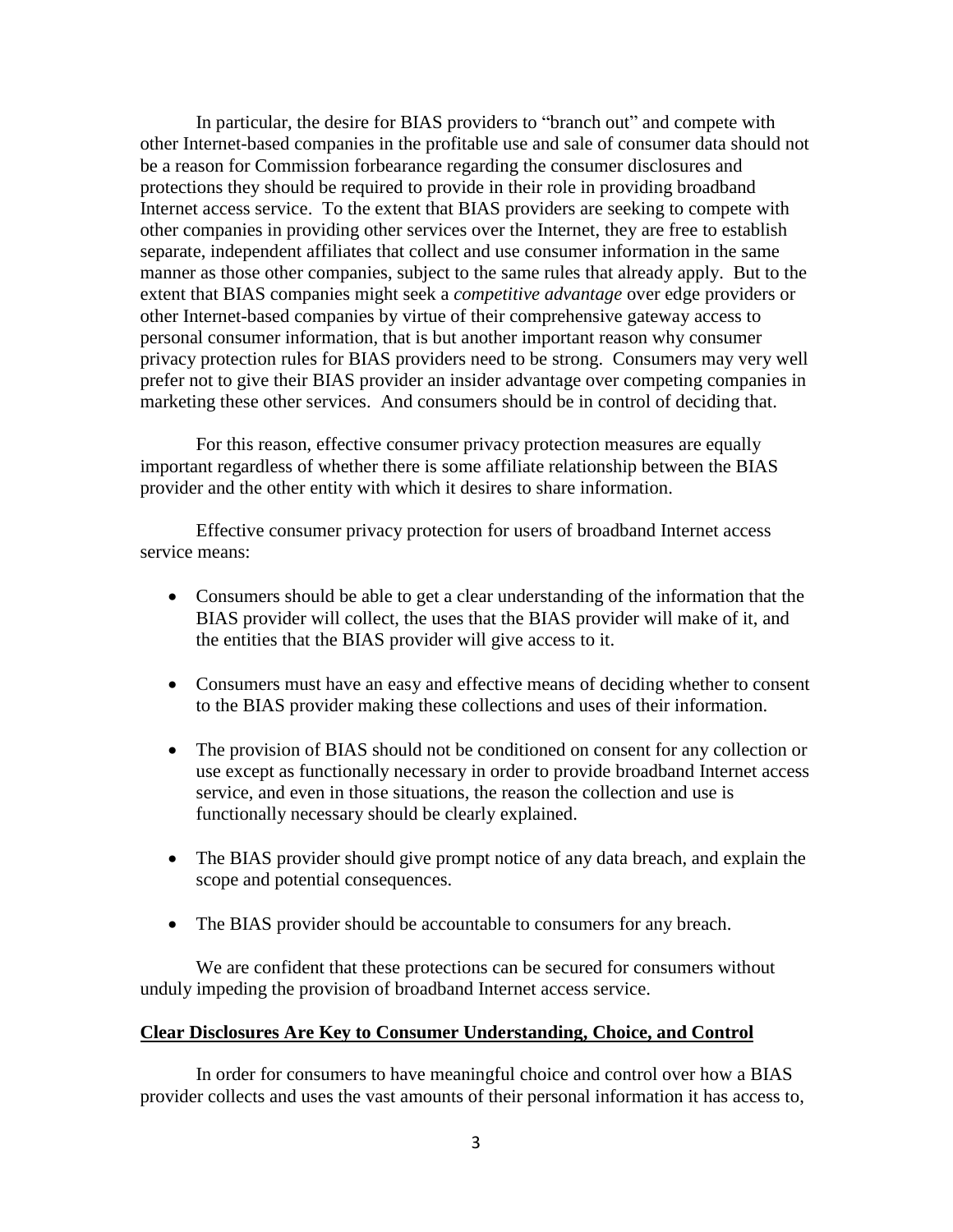In particular, the desire for BIAS providers to "branch out" and compete with other Internet-based companies in the profitable use and sale of consumer data should not be a reason for Commission forbearance regarding the consumer disclosures and protections they should be required to provide in their role in providing broadband Internet access service. To the extent that BIAS providers are seeking to compete with other companies in providing other services over the Internet, they are free to establish separate, independent affiliates that collect and use consumer information in the same manner as those other companies, subject to the same rules that already apply. But to the extent that BIAS companies might seek a *competitive advantage* over edge providers or other Internet-based companies by virtue of their comprehensive gateway access to personal consumer information, that is but another important reason why consumer privacy protection rules for BIAS providers need to be strong. Consumers may very well prefer not to give their BIAS provider an insider advantage over competing companies in marketing these other services. And consumers should be in control of deciding that.

For this reason, effective consumer privacy protection measures are equally important regardless of whether there is some affiliate relationship between the BIAS provider and the other entity with which it desires to share information.

Effective consumer privacy protection for users of broadband Internet access service means:

- Consumers should be able to get a clear understanding of the information that the BIAS provider will collect, the uses that the BIAS provider will make of it, and the entities that the BIAS provider will give access to it.
- Consumers must have an easy and effective means of deciding whether to consent to the BIAS provider making these collections and uses of their information.
- The provision of BIAS should not be conditioned on consent for any collection or use except as functionally necessary in order to provide broadband Internet access service, and even in those situations, the reason the collection and use is functionally necessary should be clearly explained.
- The BIAS provider should give prompt notice of any data breach, and explain the scope and potential consequences.
- The BIAS provider should be accountable to consumers for any breach.

We are confident that these protections can be secured for consumers without unduly impeding the provision of broadband Internet access service.

**Clear Disclosures Are Key to Consumer Understanding, Choice, and Control**

In order for consumers to have meaningful choice and control over how a BIAS provider collects and uses the vast amounts of their personal information it has access to,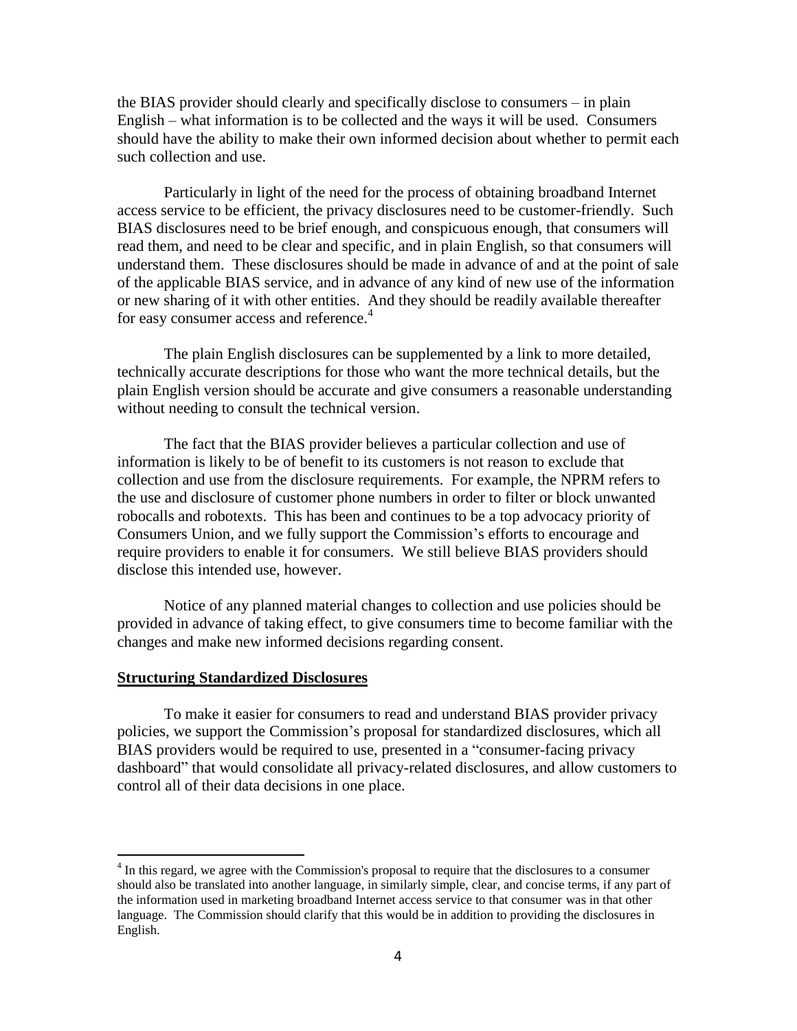the BIAS provider should clearly and specifically disclose to consumers – in plain English – what information is to be collected and the ways it will be used. Consumers should have the ability to make their own informed decision about whether to permit each such collection and use.

Particularly in light of the need for the process of obtaining broadband Internet access service to be efficient, the privacy disclosures need to be customer-friendly. Such BIAS disclosures need to be brief enough, and conspicuous enough, that consumers will read them, and need to be clear and specific, and in plain English, so that consumers will understand them. These disclosures should be made in advance of and at the point of sale of the applicable BIAS service, and in advance of any kind of new use of the information or new sharing of it with other entities. And they should be readily available thereafter for easy consumer access and reference.[4]

The plain English disclosures can be supplemented by a link to more detailed, technically accurate descriptions for those who want the more technical details, but the plain English version should be accurate and give consumers a reasonable understanding without needing to consult the technical version.

The fact that the BIAS provider believes a particular collection and use of information is likely to be of benefit to its customers is not reason to exclude that collection and use from the disclosure requirements. For example, the NPRM refers to the use and disclosure of customer phone numbers in order to filter or block unwanted robocalls and robotexts. This has been and continues to be a top advocacy priority of Consumers Union, and we fully support the Commission's efforts to encourage and require providers to enable it for consumers. We still believe BIAS providers should disclose this intended use, however.

Notice of any planned material changes to collection and use policies should be provided in advance of taking effect, to give consumers time to become familiar with the changes and make new informed decisions regarding consent.

**Structuring Standardized Disclosures**

To make it easier for consumers to read and understand BIAS provider privacy policies, we support the Commission's proposal for standardized disclosures, which all BIAS providers would be required to use, presented in a "consumer-facing privacy dashboard" that would consolidate all privacy-related disclosures, and allow customers to control all of their data decisions in one place.

---

[4] In this regard, we agree with the Commission's proposal to require that the disclosures to a consumer should also be translated into another language, in similarly simple, clear, and concise terms, if any part of the information used in marketing broadband Internet access service to that consumer was in that other language. The Commission should clarify that this would be in addition to providing the disclosures in English.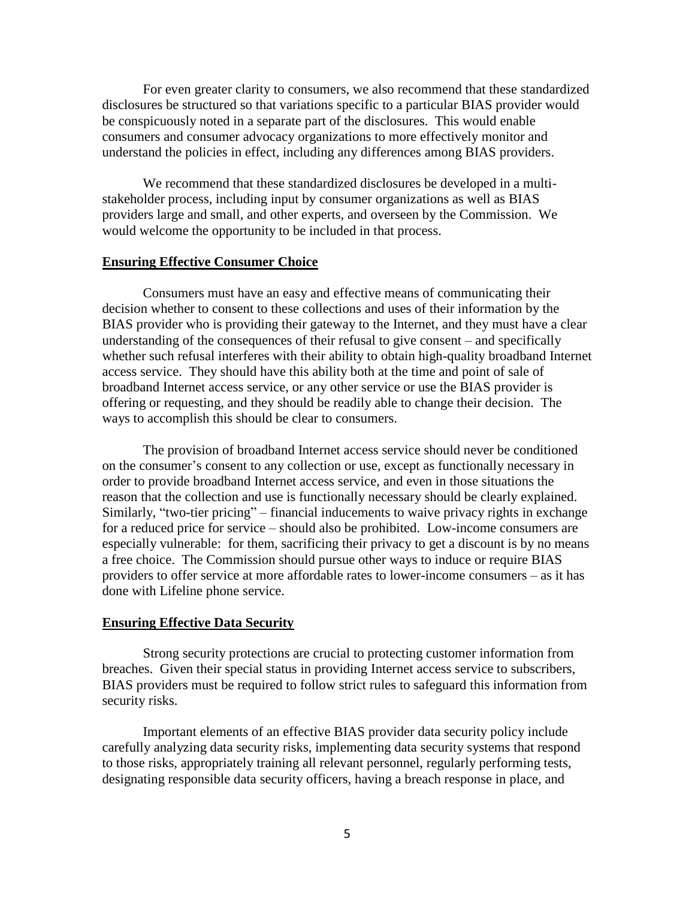For even greater clarity to consumers, we also recommend that these standardized disclosures be structured so that variations specific to a particular BIAS provider would be conspicuously noted in a separate part of the disclosures. This would enable consumers and consumer advocacy organizations to more effectively monitor and understand the policies in effect, including any differences among BIAS providers.

We recommend that these standardized disclosures be developed in a multi-stakeholder process, including input by consumer organizations as well as BIAS providers large and small, and other experts, and overseen by the Commission. We would welcome the opportunity to be included in that process.

## Ensuring Effective Consumer Choice

Consumers must have an easy and effective means of communicating their decision whether to consent to these collections and uses of their information by the BIAS provider who is providing their gateway to the Internet, and they must have a clear understanding of the consequences of their refusal to give consent – and specifically whether such refusal interferes with their ability to obtain high-quality broadband Internet access service. They should have this ability both at the time and point of sale of broadband Internet access service, or any other service or use the BIAS provider is offering or requesting, and they should be readily able to change their decision. The ways to accomplish this should be clear to consumers.

The provision of broadband Internet access service should never be conditioned on the consumer's consent to any collection or use, except as functionally necessary in order to provide broadband Internet access service, and even in those situations the reason that the collection and use is functionally necessary should be clearly explained. Similarly, "two-tier pricing" – financial inducements to waive privacy rights in exchange for a reduced price for service – should also be prohibited. Low-income consumers are especially vulnerable: for them, sacrificing their privacy to get a discount is by no means a free choice. The Commission should pursue other ways to induce or require BIAS providers to offer service at more affordable rates to lower-income consumers – as it has done with Lifeline phone service.

## Ensuring Effective Data Security

Strong security protections are crucial to protecting customer information from breaches. Given their special status in providing Internet access service to subscribers, BIAS providers must be required to follow strict rules to safeguard this information from security risks.

Important elements of an effective BIAS provider data security policy include carefully analyzing data security risks, implementing data security systems that respond to those risks, appropriately training all relevant personnel, regularly performing tests, designating responsible data security officers, having a breach response in place, and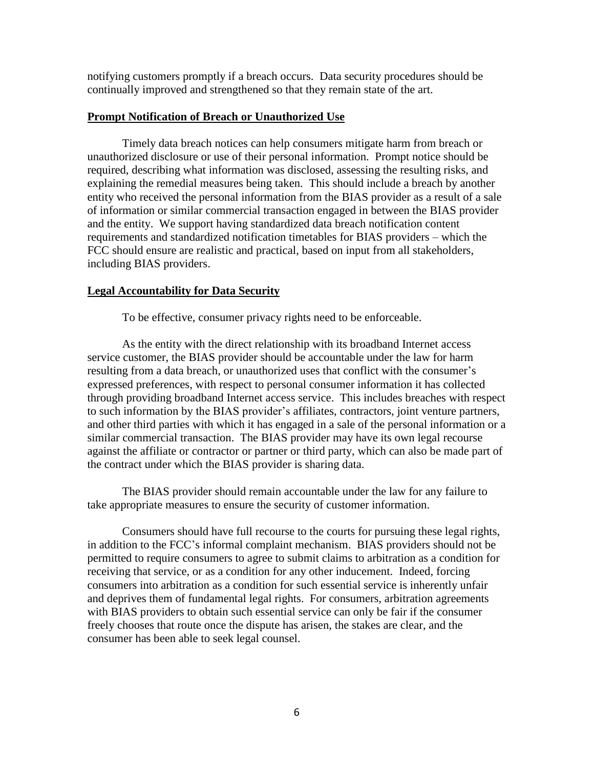notifying customers promptly if a breach occurs. Data security procedures should be continually improved and strengthened so that they remain state of the art.

**Prompt Notification of Breach or Unauthorized Use**

Timely data breach notices can help consumers mitigate harm from breach or unauthorized disclosure or use of their personal information. Prompt notice should be required, describing what information was disclosed, assessing the resulting risks, and explaining the remedial measures being taken. This should include a breach by another entity who received the personal information from the BIAS provider as a result of a sale of information or similar commercial transaction engaged in between the BIAS provider and the entity. We support having standardized data breach notification content requirements and standardized notification timetables for BIAS providers – which the FCC should ensure are realistic and practical, based on input from all stakeholders, including BIAS providers.

**Legal Accountability for Data Security**

To be effective, consumer privacy rights need to be enforceable.

As the entity with the direct relationship with its broadband Internet access service customer, the BIAS provider should be accountable under the law for harm resulting from a data breach, or unauthorized uses that conflict with the consumer's expressed preferences, with respect to personal consumer information it has collected through providing broadband Internet access service. This includes breaches with respect to such information by the BIAS provider's affiliates, contractors, joint venture partners, and other third parties with which it has engaged in a sale of the personal information or a similar commercial transaction. The BIAS provider may have its own legal recourse against the affiliate or contractor or partner or third party, which can also be made part of the contract under which the BIAS provider is sharing data.

The BIAS provider should remain accountable under the law for any failure to take appropriate measures to ensure the security of customer information.

Consumers should have full recourse to the courts for pursuing these legal rights, in addition to the FCC's informal complaint mechanism. BIAS providers should not be permitted to require consumers to agree to submit claims to arbitration as a condition for receiving that service, or as a condition for any other inducement. Indeed, forcing consumers into arbitration as a condition for such essential service is inherently unfair and deprives them of fundamental legal rights. For consumers, arbitration agreements with BIAS providers to obtain such essential service can only be fair if the consumer freely chooses that route once the dispute has arisen, the stakes are clear, and the consumer has been able to seek legal counsel.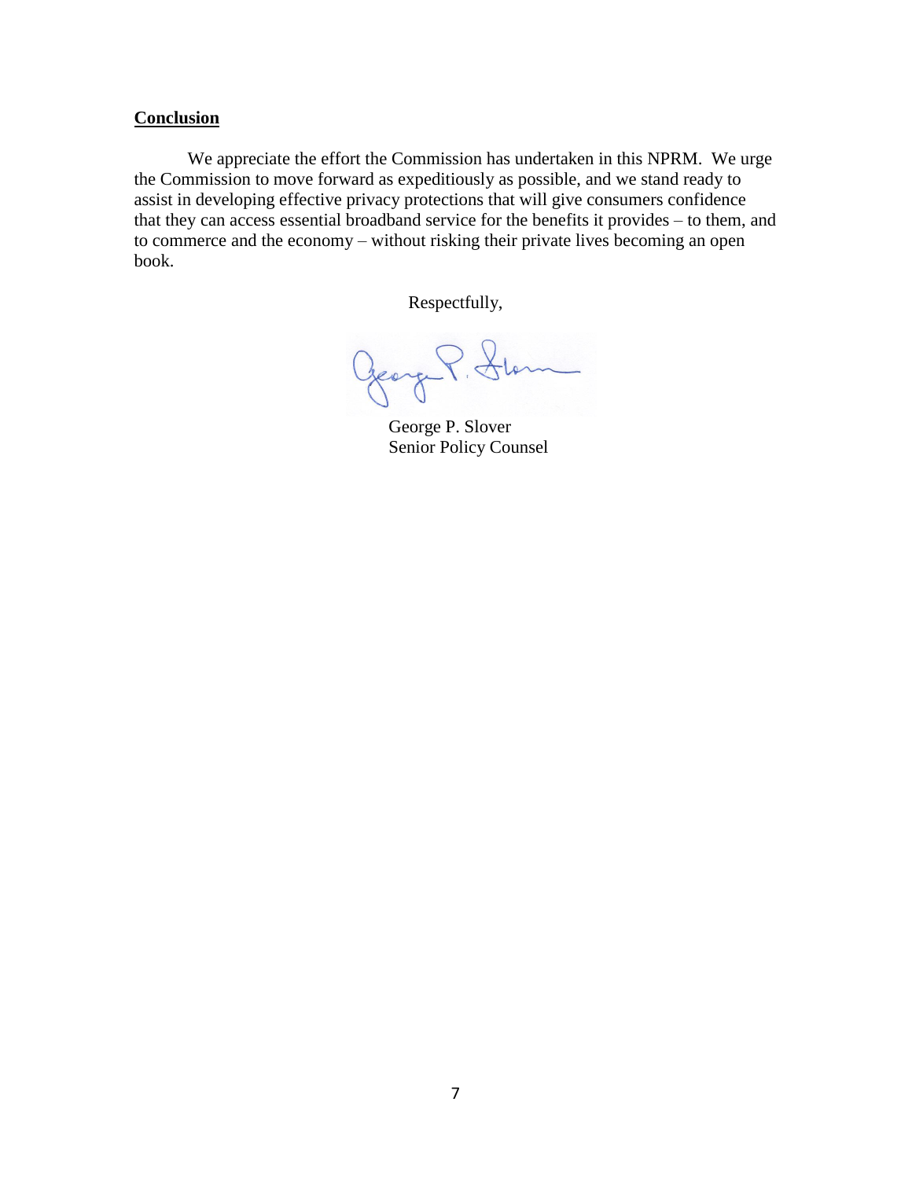**Conclusion**

We appreciate the effort the Commission has undertaken in this NPRM. We urge the Commission to move forward as expeditiously as possible, and we stand ready to assist in developing effective privacy protections that will give consumers confidence that they can access essential broadband service for the benefits it provides – to them, and to commerce and the economy – without risking their private lives becoming an open book.

Respectfully,

George P. Slover
Senior Policy Counsel